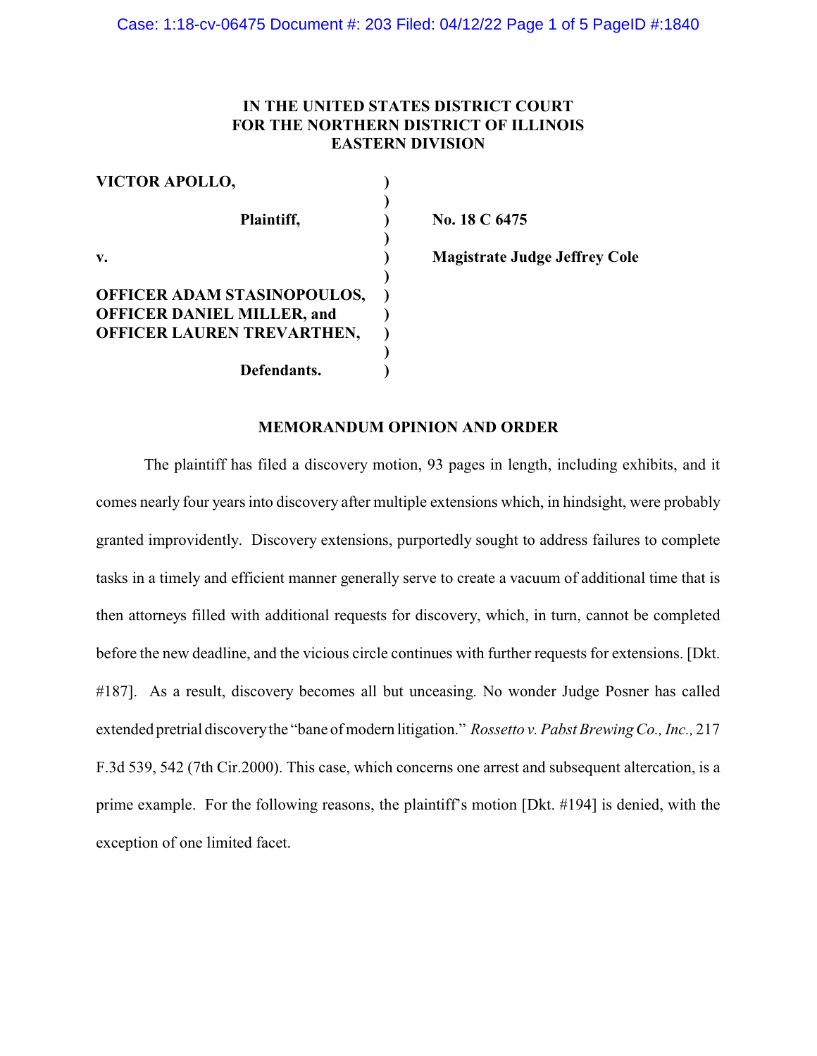**IN THE UNITED STATES DISTRICT COURT**
**FOR THE NORTHERN DISTRICT OF ILLINOIS**
**EASTERN DIVISION**

| | | |
|---|---|---|
| **VICTOR APOLLO,** | ) | |
| | ) | |
| **Plaintiff,** | ) | **No. 18 C 6475** |
| | ) | |
| **v.** | ) | **Magistrate Judge Jeffrey Cole** |
| | ) | |
| **OFFICER ADAM STASINOPOULOS, OFFICER DANIEL MILLER, and OFFICER LAUREN TREVARTHEN,** | ) | |
| | ) | |
| **Defendants.** | ) | |

**MEMORANDUM OPINION AND ORDER**

The plaintiff has filed a discovery motion, 93 pages in length, including exhibits, and it comes nearly four years into discovery after multiple extensions which, in hindsight, were probably granted improvidently. Discovery extensions, purportedly sought to address failures to complete tasks in a timely and efficient manner generally serve to create a vacuum of additional time that is then attorneys filled with additional requests for discovery, which, in turn, cannot be completed before the new deadline, and the vicious circle continues with further requests for extensions. [Dkt. #187]. As a result, discovery becomes all but unceasing. No wonder Judge Posner has called extended pretrial discovery the "bane of modern litigation." *Rossetto v. Pabst Brewing Co., Inc.,* 217 F.3d 539, 542 (7th Cir.2000). This case, which concerns one arrest and subsequent altercation, is a prime example. For the following reasons, the plaintiff's motion [Dkt. #194] is denied, with the exception of one limited facet.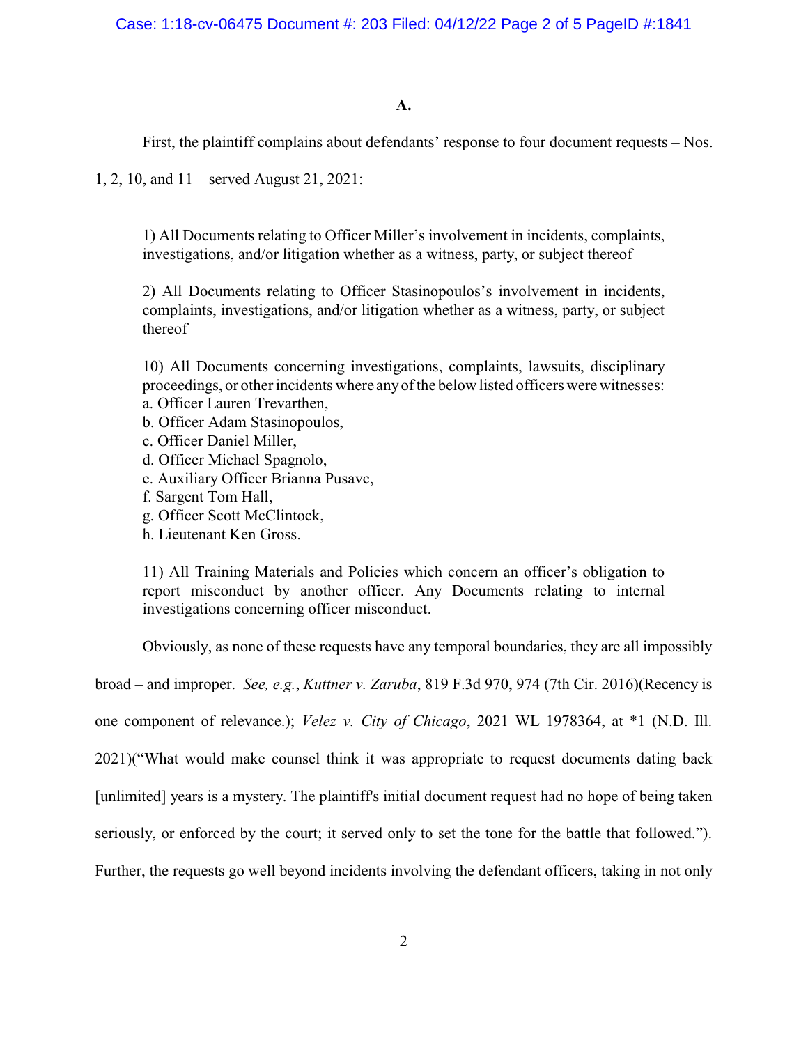**A.**

First, the plaintiff complains about defendants' response to four document requests – Nos. 1, 2, 10, and 11 – served August 21, 2021:

> 1) All Documents relating to Officer Miller's involvement in incidents, complaints, investigations, and/or litigation whether as a witness, party, or subject thereof
>
> 2) All Documents relating to Officer Stasinopoulos's involvement in incidents, complaints, investigations, and/or litigation whether as a witness, party, or subject thereof
>
> 10) All Documents concerning investigations, complaints, lawsuits, disciplinary proceedings, or other incidents where any of the below listed officers were witnesses:
> a. Officer Lauren Trevarthen,
> b. Officer Adam Stasinopoulos,
> c. Officer Daniel Miller,
> d. Officer Michael Spagnolo,
> e. Auxiliary Officer Brianna Pusavc,
> f. Sargent Tom Hall,
> g. Officer Scott McClintock,
> h. Lieutenant Ken Gross.
>
> 11) All Training Materials and Policies which concern an officer's obligation to report misconduct by another officer. Any Documents relating to internal investigations concerning officer misconduct.

Obviously, as none of these requests have any temporal boundaries, they are all impossibly broad – and improper. *See, e.g.*, *Kuttner v. Zaruba*, 819 F.3d 970, 974 (7th Cir. 2016)(Recency is one component of relevance.); *Velez v. City of Chicago*, 2021 WL 1978364, at *1 (N.D. Ill. 2021)("What would make counsel think it was appropriate to request documents dating back [unlimited] years is a mystery. The plaintiff's initial document request had no hope of being taken seriously, or enforced by the court; it served only to set the tone for the battle that followed."). Further, the requests go well beyond incidents involving the defendant officers, taking in not only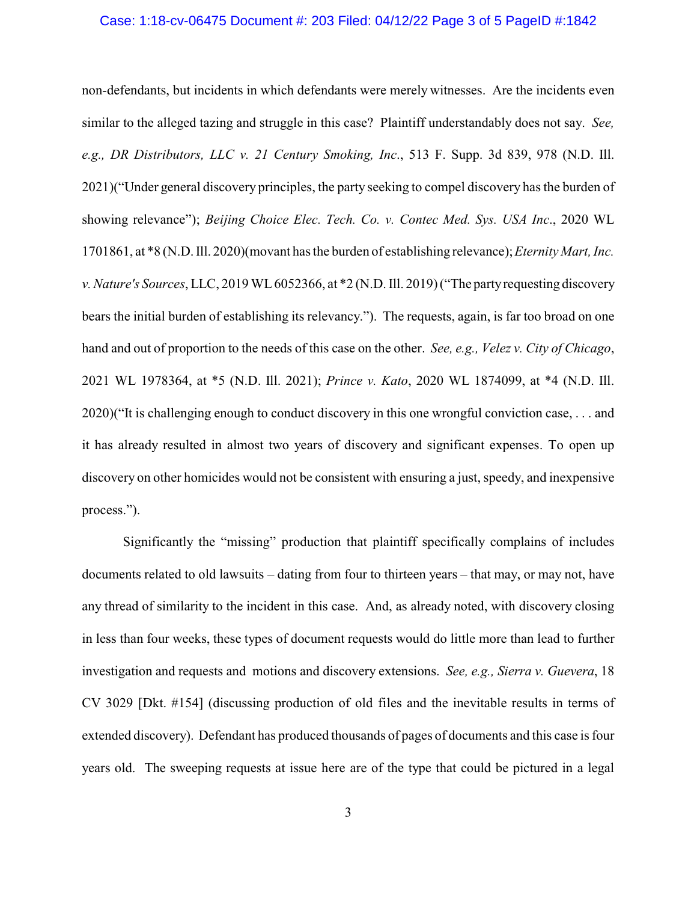non-defendants, but incidents in which defendants were merely witnesses. Are the incidents even similar to the alleged tazing and struggle in this case? Plaintiff understandably does not say. *See, e.g., DR Distributors, LLC v. 21 Century Smoking, Inc.*, 513 F. Supp. 3d 839, 978 (N.D. Ill. 2021)("Under general discovery principles, the party seeking to compel discovery has the burden of showing relevance"); *Beijing Choice Elec. Tech. Co. v. Contec Med. Sys. USA Inc.*, 2020 WL 1701861, at *8 (N.D. Ill. 2020)(movant has the burden of establishing relevance); *Eternity Mart, Inc. v. Nature's Sources*, LLC, 2019 WL 6052366, at *2 (N.D. Ill. 2019) ("The party requesting discovery bears the initial burden of establishing its relevancy."). The requests, again, is far too broad on one hand and out of proportion to the needs of this case on the other. *See, e.g., Velez v. City of Chicago*, 2021 WL 1978364, at *5 (N.D. Ill. 2021); *Prince v. Kato*, 2020 WL 1874099, at *4 (N.D. Ill. 2020)("It is challenging enough to conduct discovery in this one wrongful conviction case, . . . and it has already resulted in almost two years of discovery and significant expenses. To open up discovery on other homicides would not be consistent with ensuring a just, speedy, and inexpensive process.").

Significantly the "missing" production that plaintiff specifically complains of includes documents related to old lawsuits – dating from four to thirteen years – that may, or may not, have any thread of similarity to the incident in this case. And, as already noted, with discovery closing in less than four weeks, these types of document requests would do little more than lead to further investigation and requests and motions and discovery extensions. *See, e.g., Sierra v. Guevera*, 18 CV 3029 [Dkt. #154] (discussing production of old files and the inevitable results in terms of extended discovery). Defendant has produced thousands of pages of documents and this case is four years old. The sweeping requests at issue here are of the type that could be pictured in a legal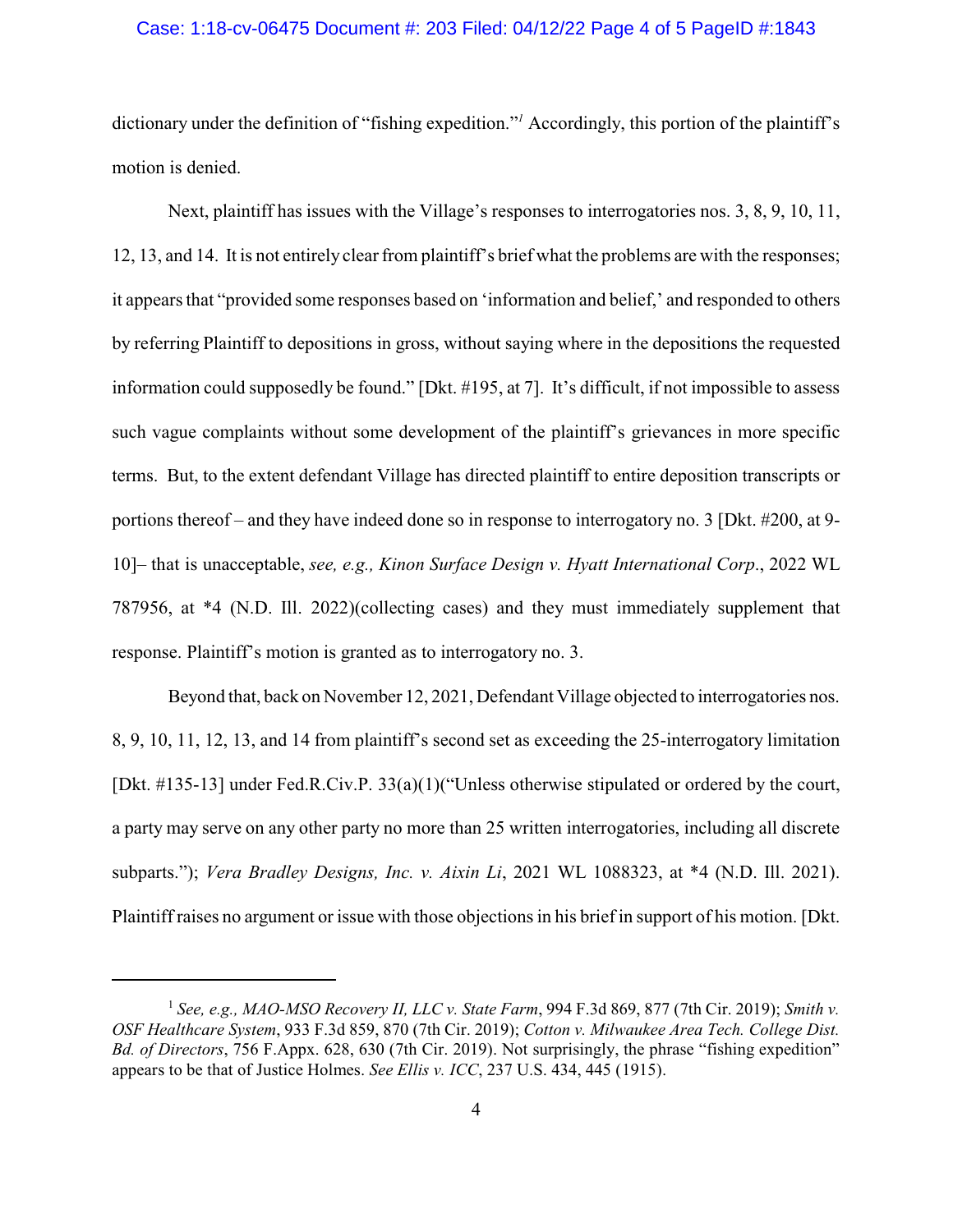dictionary under the definition of "fishing expedition."[1] Accordingly, this portion of the plaintiff's motion is denied.

Next, plaintiff has issues with the Village's responses to interrogatories nos. 3, 8, 9, 10, 11, 12, 13, and 14. It is not entirely clear from plaintiff's brief what the problems are with the responses; it appears that "provided some responses based on 'information and belief,' and responded to others by referring Plaintiff to depositions in gross, without saying where in the depositions the requested information could supposedly be found." [Dkt. #195, at 7]. It's difficult, if not impossible to assess such vague complaints without some development of the plaintiff's grievances in more specific terms. But, to the extent defendant Village has directed plaintiff to entire deposition transcripts or portions thereof – and they have indeed done so in response to interrogatory no. 3 [Dkt. #200, at 9-10]– that is unacceptable, *see, e.g., Kinon Surface Design v. Hyatt International Corp*., 2022 WL 787956, at *4 (N.D. Ill. 2022)(collecting cases) and they must immediately supplement that response. Plaintiff's motion is granted as to interrogatory no. 3.

Beyond that, back on November 12, 2021, Defendant Village objected to interrogatories nos. 8, 9, 10, 11, 12, 13, and 14 from plaintiff's second set as exceeding the 25-interrogatory limitation [Dkt. #135-13] under Fed.R.Civ.P. 33(a)(1)("Unless otherwise stipulated or ordered by the court, a party may serve on any other party no more than 25 written interrogatories, including all discrete subparts."); *Vera Bradley Designs, Inc. v. Aixin Li*, 2021 WL 1088323, at *4 (N.D. Ill. 2021). Plaintiff raises no argument or issue with those objections in his brief in support of his motion. [Dkt.

---

[1] *See, e.g., MAO-MSO Recovery II, LLC v. State Farm*, 994 F.3d 869, 877 (7th Cir. 2019); *Smith v. OSF Healthcare System*, 933 F.3d 859, 870 (7th Cir. 2019); *Cotton v. Milwaukee Area Tech. College Dist. Bd. of Directors*, 756 F.Appx. 628, 630 (7th Cir. 2019). Not surprisingly, the phrase "fishing expedition" appears to be that of Justice Holmes. *See Ellis v. ICC*, 237 U.S. 434, 445 (1915).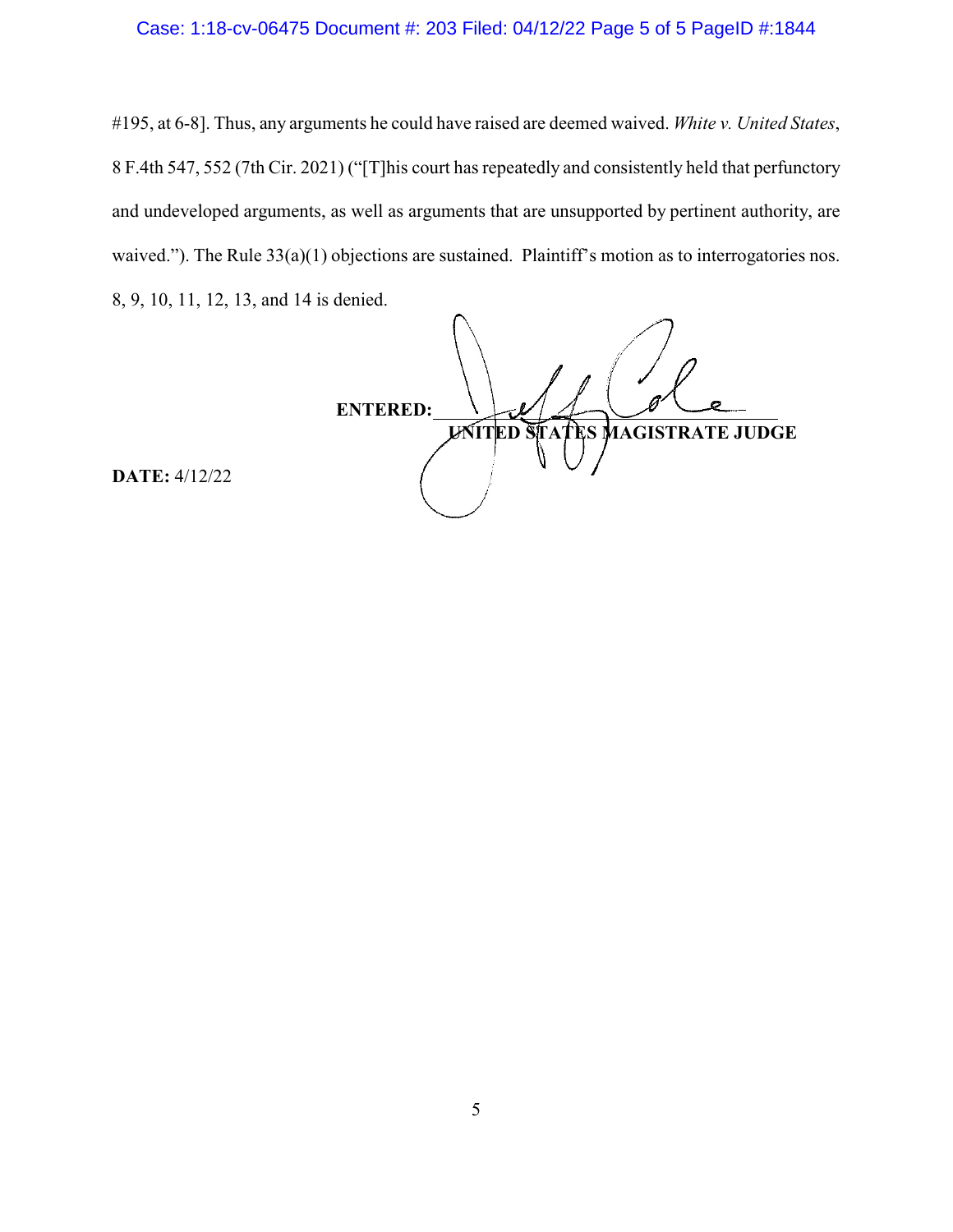#195, at 6-8]. Thus, any arguments he could have raised are deemed waived. *White v. United States*, 8 F.4th 547, 552 (7th Cir. 2021) ("[T]his court has repeatedly and consistently held that perfunctory and undeveloped arguments, as well as arguments that are unsupported by pertinent authority, are waived."). The Rule 33(a)(1) objections are sustained. Plaintiff's motion as to interrogatories nos. 8, 9, 10, 11, 12, 13, and 14 is denied.

**ENTERED:** ______________________________
**UNITED STATES MAGISTRATE JUDGE**

**DATE:** 4/12/22